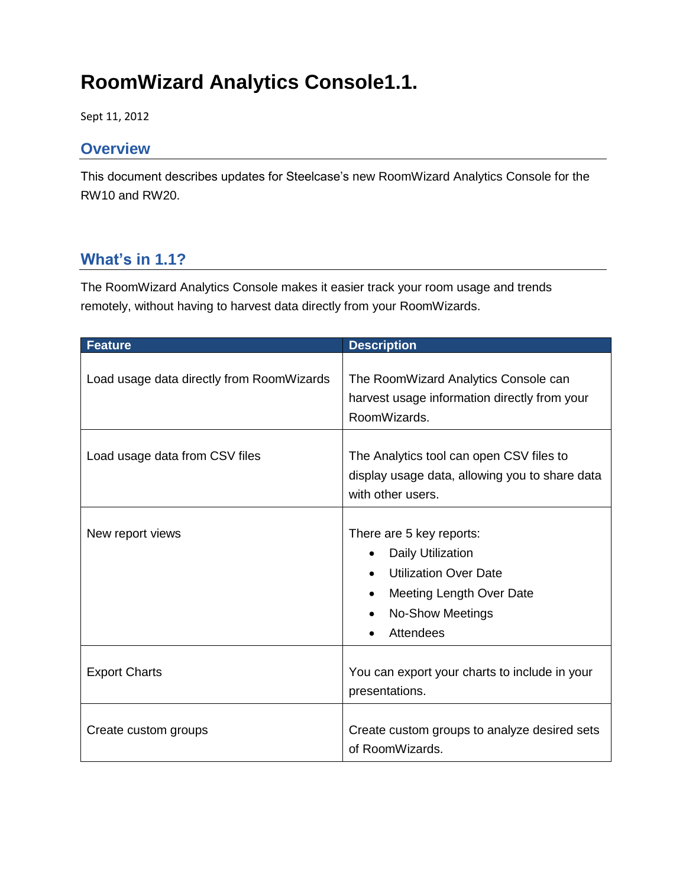# RoomWizard Analytics Console1.1.

Sept 11, 2012

## Overview

This document describes updates for Steelcase's new RoomWizard Analytics Console for the RW10 and RW20.

## What's in 1.1?

The RoomWizard Analytics Console makes it easier track your room usage and trends remotely, without having to harvest data directly from your RoomWizards.

| Feature | Description |
| --- | --- |
| Load usage data directly from RoomWizards | The RoomWizard Analytics Console can harvest usage information directly from your RoomWizards. |
| Load usage data from CSV files | The Analytics tool can open CSV files to display usage data, allowing you to share data with other users. |
| New report views | There are 5 key reports:<br>• Daily Utilization<br>• Utilization Over Date<br>• Meeting Length Over Date<br>• No-Show Meetings<br>• Attendees |
| Export Charts | You can export your charts to include in your presentations. |
| Create custom groups | Create custom groups to analyze desired sets of RoomWizards. |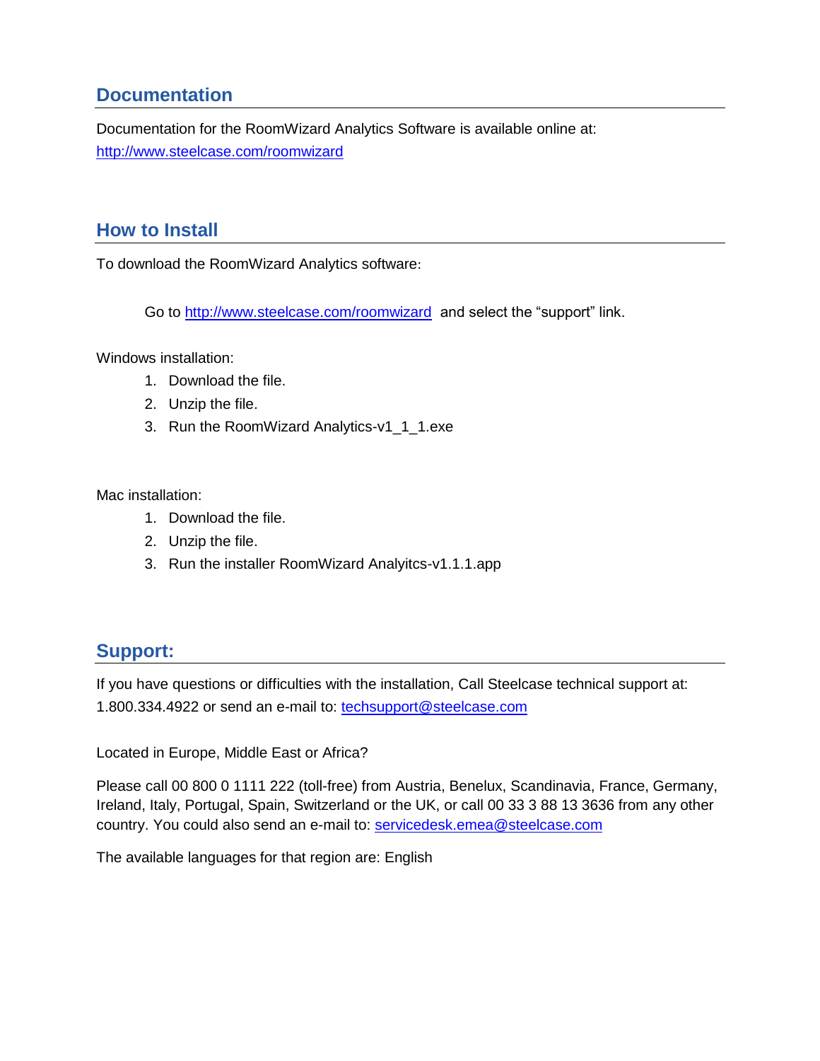## Documentation

Documentation for the RoomWizard Analytics Software is available online at:
http://www.steelcase.com/roomwizard

## How to Install

To download the RoomWizard Analytics software:

Go to http://www.steelcase.com/roomwizard and select the "support" link.

Windows installation:

1. Download the file.
2. Unzip the file.
3. Run the RoomWizard Analytics-v1_1_1.exe

Mac installation:

1. Download the file.
2. Unzip the file.
3. Run the installer RoomWizard Analyitcs-v1.1.1.app

## Support:

If you have questions or difficulties with the installation, Call Steelcase technical support at: 1.800.334.4922 or send an e-mail to: techsupport@steelcase.com

Located in Europe, Middle East or Africa?

Please call 00 800 0 1111 222 (toll-free) from Austria, Benelux, Scandinavia, France, Germany, Ireland, Italy, Portugal, Spain, Switzerland or the UK, or call 00 33 3 88 13 3636 from any other country. You could also send an e-mail to: servicedesk.emea@steelcase.com

The available languages for that region are: English